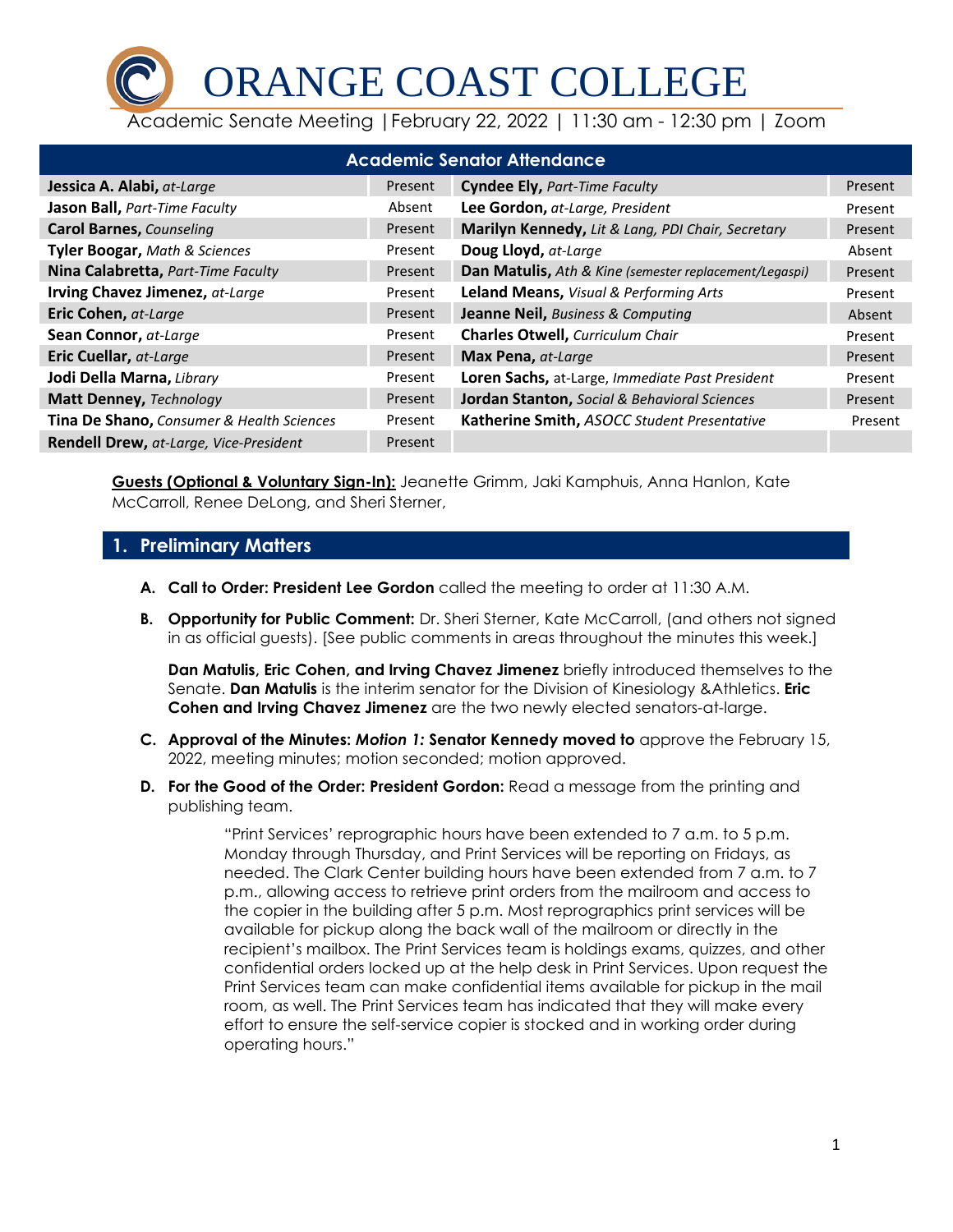# ORANGE COAST COLLEGE

Academic Senate Meeting | February 22, 2022 | 11:30 am - 12:30 pm | Zoom

| Academic Senator Attendance | | | |
|---|---|---|---|
| **Jessica A. Alabi,** *at-Large* | Present | **Cyndee Ely,** *Part-Time Faculty* | Present |
| **Jason Ball,** *Part-Time Faculty* | Absent | **Lee Gordon,** *at-Large, President* | Present |
| **Carol Barnes,** *Counseling* | Present | **Marilyn Kennedy,** *Lit & Lang, PDI Chair, Secretary* | Present |
| **Tyler Boogar,** *Math & Sciences* | Present | **Doug Lloyd,** *at-Large* | Absent |
| **Nina Calabretta,** *Part-Time Faculty* | Present | **Dan Matulis,** *Ath & Kine (semester replacement/Legaspi)* | Present |
| **Irving Chavez Jimenez,** *at-Large* | Present | **Leland Means,** *Visual & Performing Arts* | Present |
| **Eric Cohen,** *at-Large* | Present | **Jeanne Neil,** *Business & Computing* | Absent |
| **Sean Connor,** *at-Large* | Present | **Charles Otwell,** *Curriculum Chair* | Present |
| **Eric Cuellar,** *at-Large* | Present | **Max Pena,** *at-Large* | Present |
| **Jodi Della Marna,** *Library* | Present | **Loren Sachs,** at-Large, *Immediate Past President* | Present |
| **Matt Denney,** *Technology* | Present | **Jordan Stanton,** *Social & Behavioral Sciences* | Present |
| **Tina De Shano,** *Consumer & Health Sciences* | Present | **Katherine Smith,** *ASOCC Student Presentative* | Present |
| **Rendell Drew,** *at-Large, Vice-President* | Present | | |

**Guests (Optional & Voluntary Sign-In):** Jeanette Grimm, Jaki Kamphuis, Anna Hanlon, Kate McCarroll, Renee DeLong, and Sheri Sterner,

## 1. Preliminary Matters

**A. Call to Order: President Lee Gordon** called the meeting to order at 11:30 A.M.

**B. Opportunity for Public Comment:** Dr. Sheri Sterner, Kate McCarroll, (and others not signed in as official guests). [See public comments in areas throughout the minutes this week.]

**Dan Matulis, Eric Cohen, and Irving Chavez Jimenez** briefly introduced themselves to the Senate. **Dan Matulis** is the interim senator for the Division of Kinesiology &Athletics. **Eric Cohen and Irving Chavez Jimenez** are the two newly elected senators-at-large.

**C. Approval of the Minutes:** ***Motion 1:*** **Senator Kennedy moved to** approve the February 15, 2022, meeting minutes; motion seconded; motion approved.

**D. For the Good of the Order: President Gordon:** Read a message from the printing and publishing team.

> "Print Services' reprographic hours have been extended to 7 a.m. to 5 p.m. Monday through Thursday, and Print Services will be reporting on Fridays, as needed. The Clark Center building hours have been extended from 7 a.m. to 7 p.m., allowing access to retrieve print orders from the mailroom and access to the copier in the building after 5 p.m. Most reprographics print services will be available for pickup along the back wall of the mailroom or directly in the recipient's mailbox. The Print Services team is holdings exams, quizzes, and other confidential orders locked up at the help desk in Print Services. Upon request the Print Services team can make confidential items available for pickup in the mail room, as well. The Print Services team has indicated that they will make every effort to ensure the self-service copier is stocked and in working order during operating hours."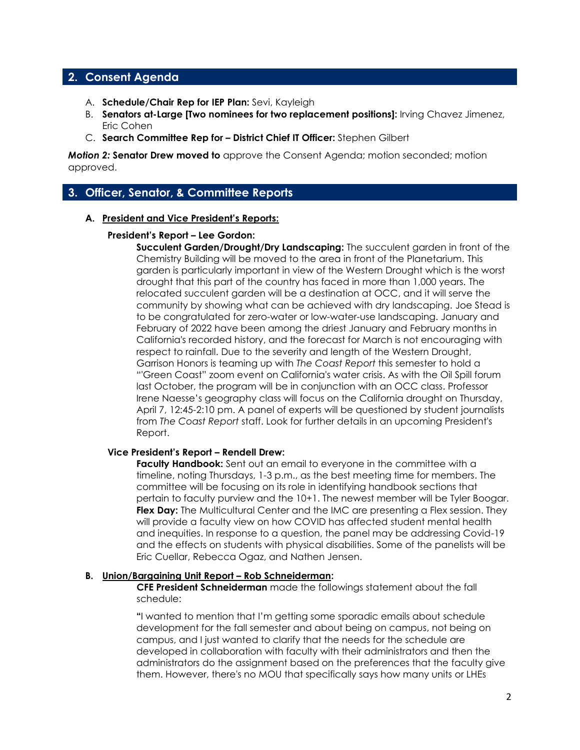## 2. Consent Agenda

A. **Schedule/Chair Rep for IEP Plan:** Sevi, Kayleigh
B. **Senators at-Large [Two nominees for two replacement positions]:** Irving Chavez Jimenez, Eric Cohen
C. **Search Committee Rep for – District Chief IT Officer:** Stephen Gilbert

***Motion 2:*** **Senator Drew moved to** approve the Consent Agenda; motion seconded; motion approved.

## 3. Officer, Senator, & Committee Reports

### A. President and Vice President's Reports:

**President's Report – Lee Gordon:**

**Succulent Garden/Drought/Dry Landscaping:** The succulent garden in front of the Chemistry Building will be moved to the area in front of the Planetarium. This garden is particularly important in view of the Western Drought which is the worst drought that this part of the country has faced in more than 1,000 years. The relocated succulent garden will be a destination at OCC, and it will serve the community by showing what can be achieved with dry landscaping. Joe Stead is to be congratulated for zero-water or low-water-use landscaping. January and February of 2022 have been among the driest January and February months in California's recorded history, and the forecast for March is not encouraging with respect to rainfall. Due to the severity and length of the Western Drought, Garrison Honors is teaming up with *The Coast Report* this semester to hold a "'Green Coast" zoom event on California's water crisis. As with the Oil Spill forum last October, the program will be in conjunction with an OCC class. Professor Irene Naesse's geography class will focus on the California drought on Thursday, April 7, 12:45-2:10 pm. A panel of experts will be questioned by student journalists from *The Coast Report* staff. Look for further details in an upcoming President's Report.

**Vice President's Report – Rendell Drew:**

**Faculty Handbook:** Sent out an email to everyone in the committee with a timeline, noting Thursdays, 1-3 p.m., as the best meeting time for members. The committee will be focusing on its role in identifying handbook sections that pertain to faculty purview and the 10+1. The newest member will be Tyler Boogar.
**Flex Day:** The Multicultural Center and the IMC are presenting a Flex session. They will provide a faculty view on how COVID has affected student mental health and inequities. In response to a question, the panel may be addressing Covid-19 and the effects on students with physical disabilities. Some of the panelists will be Eric Cuellar, Rebecca Ogaz, and Nathen Jensen.

### B. Union/Bargaining Unit Report – Rob Schneiderman:

**CFE President Schneiderman** made the followings statement about the fall schedule:

**"**I wanted to mention that I'm getting some sporadic emails about schedule development for the fall semester and about being on campus, not being on campus, and I just wanted to clarify that the needs for the schedule are developed in collaboration with faculty with their administrators and then the administrators do the assignment based on the preferences that the faculty give them. However, there's no MOU that specifically says how many units or LHEs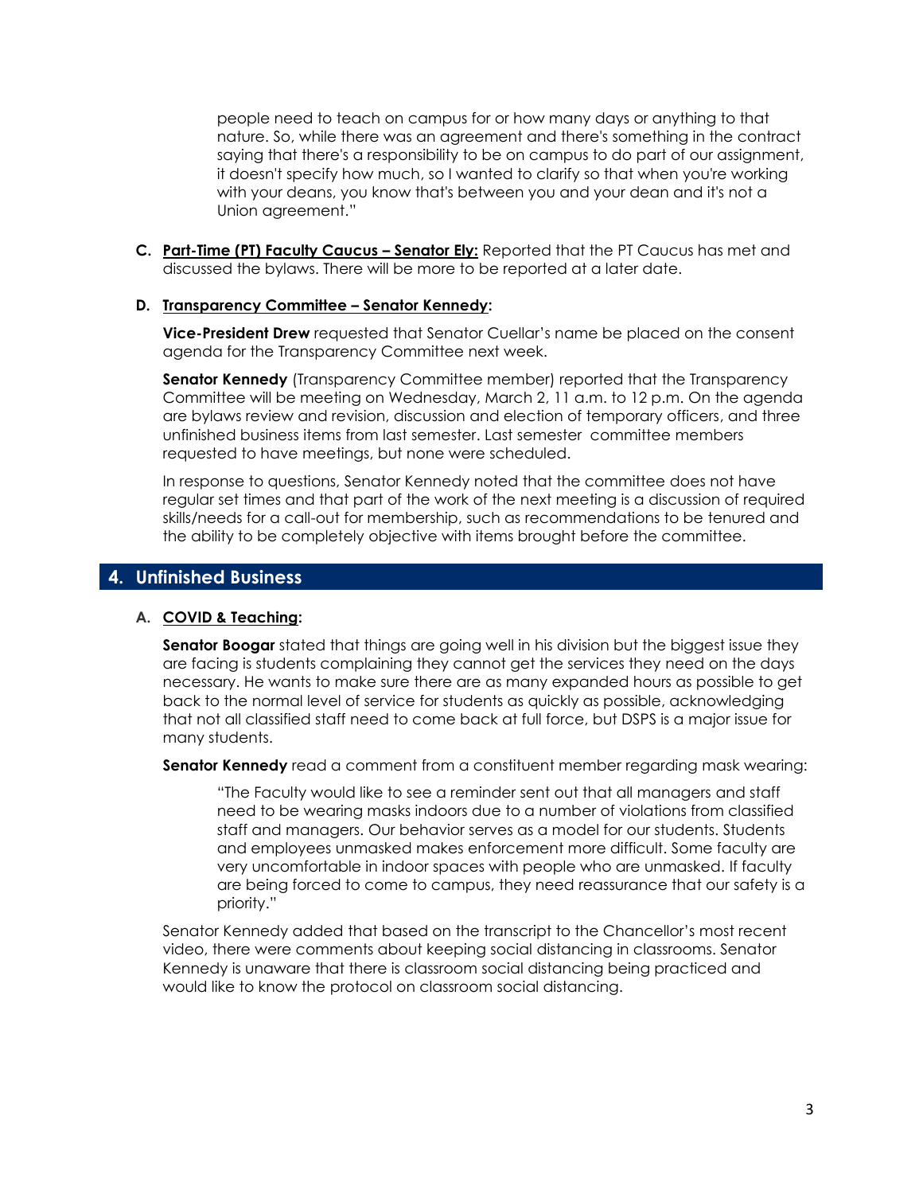> people need to teach on campus for or how many days or anything to that nature. So, while there was an agreement and there's something in the contract saying that there's a responsibility to be on campus to do part of our assignment, it doesn't specify how much, so I wanted to clarify so that when you're working with your deans, you know that's between you and your dean and it's not a Union agreement."

**C. Part-Time (PT) Faculty Caucus – Senator Ely:** Reported that the PT Caucus has met and discussed the bylaws. There will be more to be reported at a later date.

**D. Transparency Committee – Senator Kennedy:**

**Vice-President Drew** requested that Senator Cuellar's name be placed on the consent agenda for the Transparency Committee next week.

**Senator Kennedy** (Transparency Committee member) reported that the Transparency Committee will be meeting on Wednesday, March 2, 11 a.m. to 12 p.m. On the agenda are bylaws review and revision, discussion and election of temporary officers, and three unfinished business items from last semester. Last semester committee members requested to have meetings, but none were scheduled.

In response to questions, Senator Kennedy noted that the committee does not have regular set times and that part of the work of the next meeting is a discussion of required skills/needs for a call-out for membership, such as recommendations to be tenured and the ability to be completely objective with items brought before the committee.

## 4. Unfinished Business

**A. COVID & Teaching:**

**Senator Boogar** stated that things are going well in his division but the biggest issue they are facing is students complaining they cannot get the services they need on the days necessary. He wants to make sure there are as many expanded hours as possible to get back to the normal level of service for students as quickly as possible, acknowledging that not all classified staff need to come back at full force, but DSPS is a major issue for many students.

**Senator Kennedy** read a comment from a constituent member regarding mask wearing:

> "The Faculty would like to see a reminder sent out that all managers and staff need to be wearing masks indoors due to a number of violations from classified staff and managers. Our behavior serves as a model for our students. Students and employees unmasked makes enforcement more difficult. Some faculty are very uncomfortable in indoor spaces with people who are unmasked. If faculty are being forced to come to campus, they need reassurance that our safety is a priority."

Senator Kennedy added that based on the transcript to the Chancellor's most recent video, there were comments about keeping social distancing in classrooms. Senator Kennedy is unaware that there is classroom social distancing being practiced and would like to know the protocol on classroom social distancing.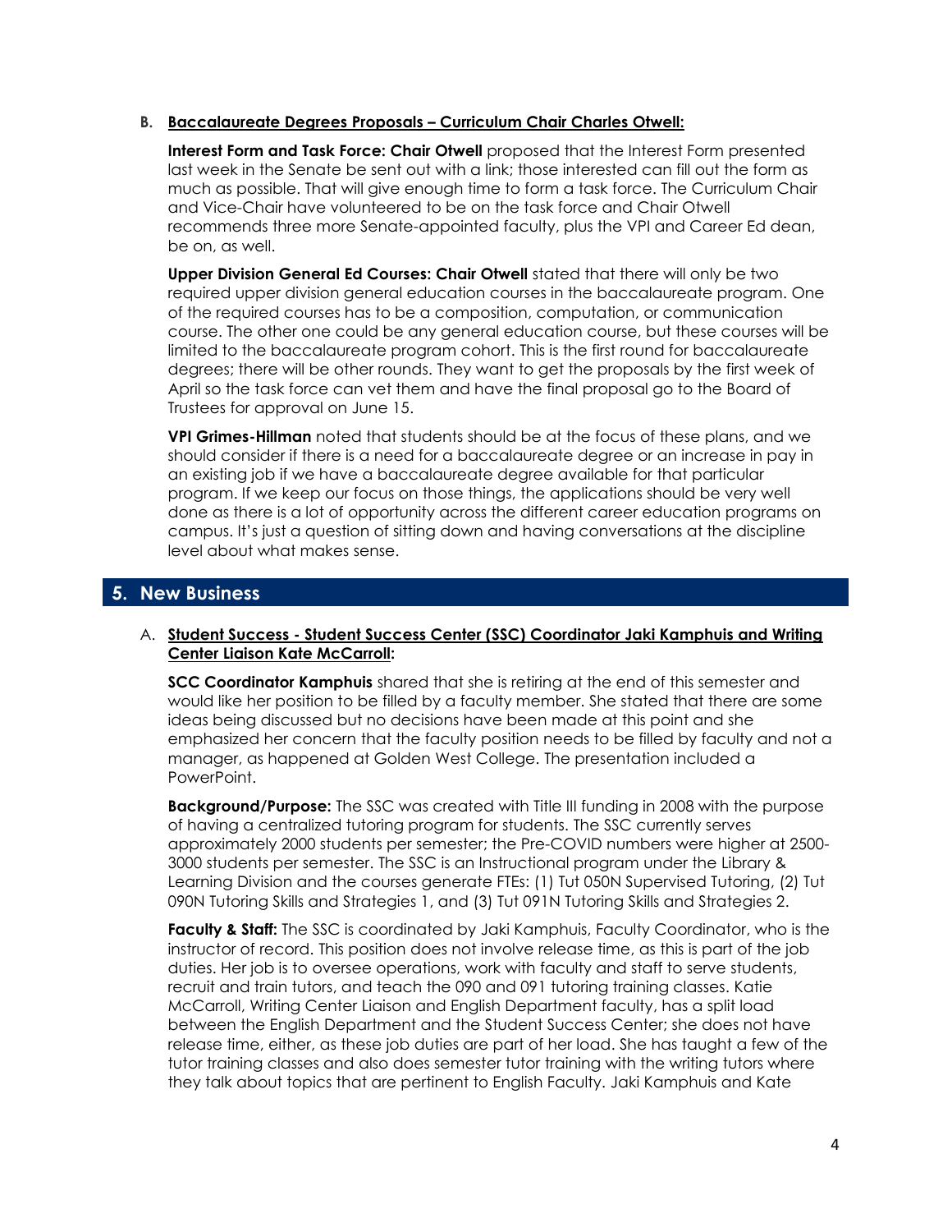**B. Baccalaureate Degrees Proposals – Curriculum Chair Charles Otwell:**

**Interest Form and Task Force: Chair Otwell** proposed that the Interest Form presented last week in the Senate be sent out with a link; those interested can fill out the form as much as possible. That will give enough time to form a task force. The Curriculum Chair and Vice-Chair have volunteered to be on the task force and Chair Otwell recommends three more Senate-appointed faculty, plus the VPI and Career Ed dean, be on, as well.

**Upper Division General Ed Courses: Chair Otwell** stated that there will only be two required upper division general education courses in the baccalaureate program. One of the required courses has to be a composition, computation, or communication course. The other one could be any general education course, but these courses will be limited to the baccalaureate program cohort. This is the first round for baccalaureate degrees; there will be other rounds. They want to get the proposals by the first week of April so the task force can vet them and have the final proposal go to the Board of Trustees for approval on June 15.

**VPI Grimes-Hillman** noted that students should be at the focus of these plans, and we should consider if there is a need for a baccalaureate degree or an increase in pay in an existing job if we have a baccalaureate degree available for that particular program. If we keep our focus on those things, the applications should be very well done as there is a lot of opportunity across the different career education programs on campus. It's just a question of sitting down and having conversations at the discipline level about what makes sense.

## 5. New Business

A. **Student Success - Student Success Center (SSC) Coordinator Jaki Kamphuis and Writing Center Liaison Kate McCarroll:**

**SCC Coordinator Kamphuis** shared that she is retiring at the end of this semester and would like her position to be filled by a faculty member. She stated that there are some ideas being discussed but no decisions have been made at this point and she emphasized her concern that the faculty position needs to be filled by faculty and not a manager, as happened at Golden West College. The presentation included a PowerPoint.

**Background/Purpose:** The SSC was created with Title III funding in 2008 with the purpose of having a centralized tutoring program for students. The SSC currently serves approximately 2000 students per semester; the Pre-COVID numbers were higher at 2500-3000 students per semester. The SSC is an Instructional program under the Library & Learning Division and the courses generate FTEs: (1) Tut 050N Supervised Tutoring, (2) Tut 090N Tutoring Skills and Strategies 1, and (3) Tut 091N Tutoring Skills and Strategies 2.

**Faculty & Staff:** The SSC is coordinated by Jaki Kamphuis, Faculty Coordinator, who is the instructor of record. This position does not involve release time, as this is part of the job duties. Her job is to oversee operations, work with faculty and staff to serve students, recruit and train tutors, and teach the 090 and 091 tutoring training classes. Katie McCarroll, Writing Center Liaison and English Department faculty, has a split load between the English Department and the Student Success Center; she does not have release time, either, as these job duties are part of her load. She has taught a few of the tutor training classes and also does semester tutor training with the writing tutors where they talk about topics that are pertinent to English Faculty. Jaki Kamphuis and Kate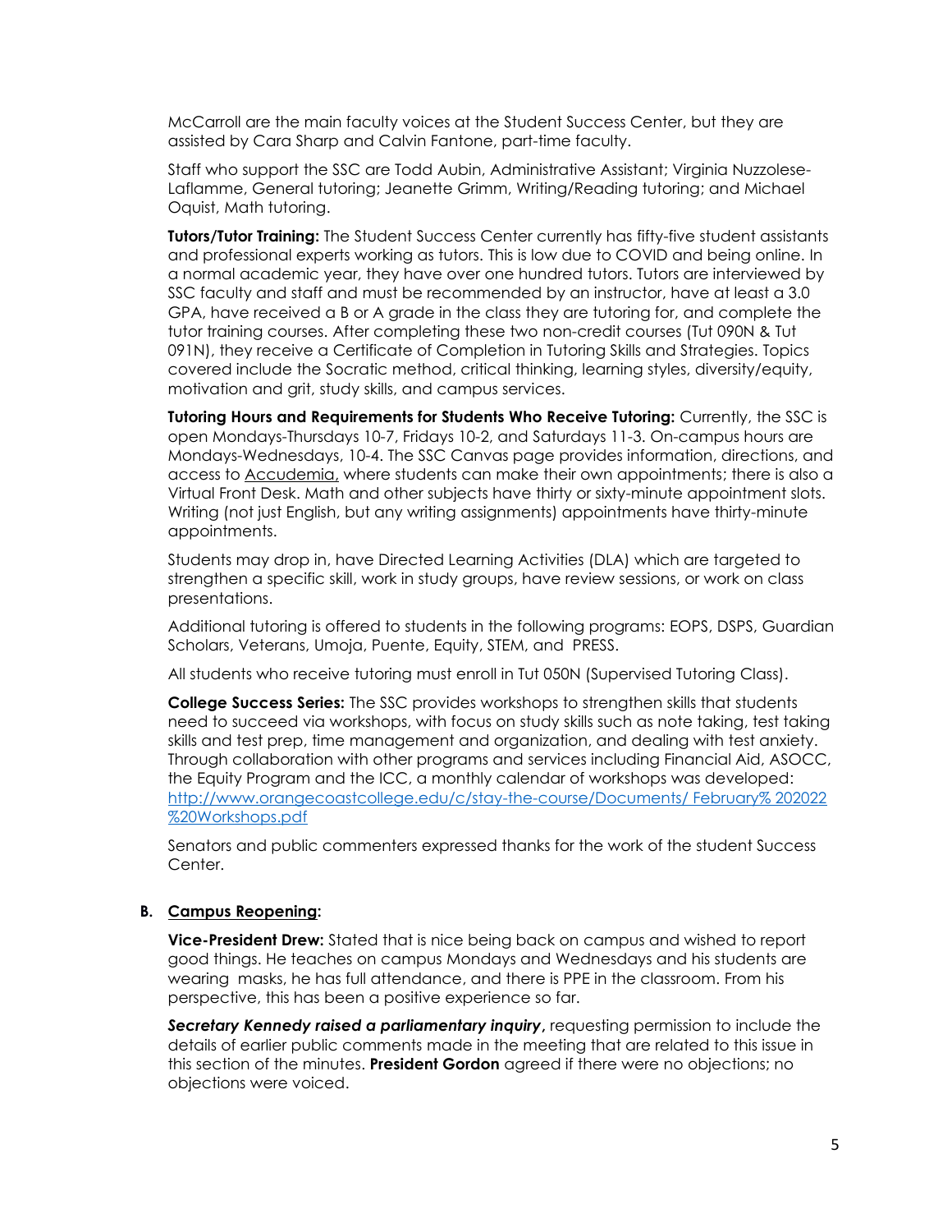McCarroll are the main faculty voices at the Student Success Center, but they are assisted by Cara Sharp and Calvin Fantone, part-time faculty.

Staff who support the SSC are Todd Aubin, Administrative Assistant; Virginia Nuzzolese-Laflamme, General tutoring; Jeanette Grimm, Writing/Reading tutoring; and Michael Oquist, Math tutoring.

**Tutors/Tutor Training:** The Student Success Center currently has fifty-five student assistants and professional experts working as tutors. This is low due to COVID and being online. In a normal academic year, they have over one hundred tutors. Tutors are interviewed by SSC faculty and staff and must be recommended by an instructor, have at least a 3.0 GPA, have received a B or A grade in the class they are tutoring for, and complete the tutor training courses. After completing these two non-credit courses (Tut 090N & Tut 091N), they receive a Certificate of Completion in Tutoring Skills and Strategies. Topics covered include the Socratic method, critical thinking, learning styles, diversity/equity, motivation and grit, study skills, and campus services.

**Tutoring Hours and Requirements for Students Who Receive Tutoring:** Currently, the SSC is open Mondays-Thursdays 10-7, Fridays 10-2, and Saturdays 11-3. On-campus hours are Mondays-Wednesdays, 10-4. The SSC Canvas page provides information, directions, and access to Accudemia, where students can make their own appointments; there is also a Virtual Front Desk. Math and other subjects have thirty or sixty-minute appointment slots. Writing (not just English, but any writing assignments) appointments have thirty-minute appointments.

Students may drop in, have Directed Learning Activities (DLA) which are targeted to strengthen a specific skill, work in study groups, have review sessions, or work on class presentations.

Additional tutoring is offered to students in the following programs: EOPS, DSPS, Guardian Scholars, Veterans, Umoja, Puente, Equity, STEM, and PRESS.

All students who receive tutoring must enroll in Tut 050N (Supervised Tutoring Class).

**College Success Series:** The SSC provides workshops to strengthen skills that students need to succeed via workshops, with focus on study skills such as note taking, test taking skills and test prep, time management and organization, and dealing with test anxiety. Through collaboration with other programs and services including Financial Aid, ASOCC, the Equity Program and the ICC, a monthly calendar of workshops was developed: http://www.orangecoastcollege.edu/c/stay-the-course/Documents/ February% 202022 %20Workshops.pdf

Senators and public commenters expressed thanks for the work of the student Success Center.

**B. Campus Reopening:**

**Vice-President Drew:** Stated that is nice being back on campus and wished to report good things. He teaches on campus Mondays and Wednesdays and his students are wearing masks, he has full attendance, and there is PPE in the classroom. From his perspective, this has been a positive experience so far.

***Secretary Kennedy raised a parliamentary inquiry***, requesting permission to include the details of earlier public comments made in the meeting that are related to this issue in this section of the minutes. **President Gordon** agreed if there were no objections; no objections were voiced.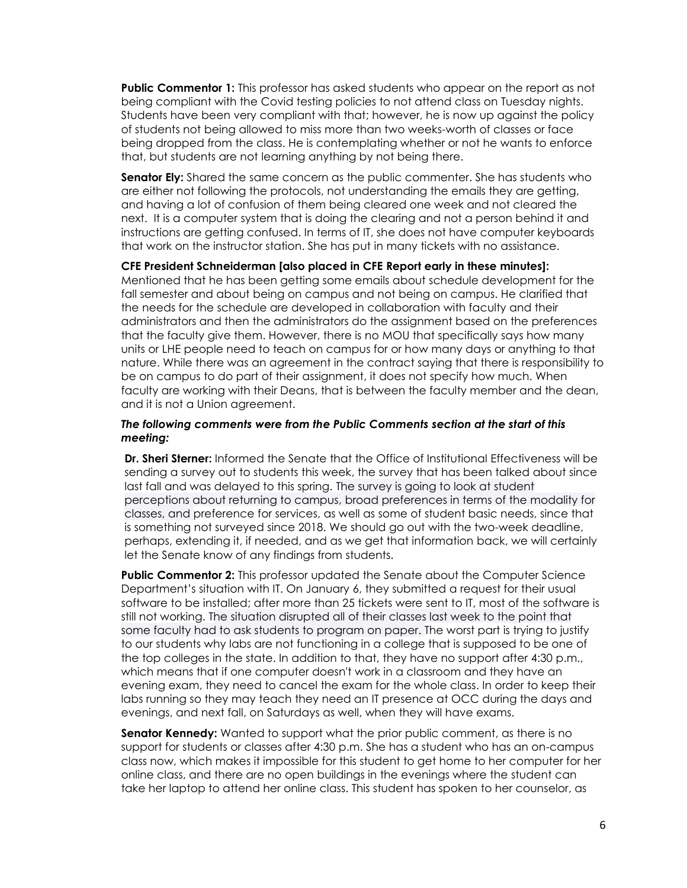**Public Commentor 1:** This professor has asked students who appear on the report as not being compliant with the Covid testing policies to not attend class on Tuesday nights. Students have been very compliant with that; however, he is now up against the policy of students not being allowed to miss more than two weeks-worth of classes or face being dropped from the class. He is contemplating whether or not he wants to enforce that, but students are not learning anything by not being there.

**Senator Ely:** Shared the same concern as the public commenter. She has students who are either not following the protocols, not understanding the emails they are getting, and having a lot of confusion of them being cleared one week and not cleared the next. It is a computer system that is doing the clearing and not a person behind it and instructions are getting confused. In terms of IT, she does not have computer keyboards that work on the instructor station. She has put in many tickets with no assistance.

**CFE President Schneiderman [also placed in CFE Report early in these minutes]:** Mentioned that he has been getting some emails about schedule development for the fall semester and about being on campus and not being on campus. He clarified that the needs for the schedule are developed in collaboration with faculty and their administrators and then the administrators do the assignment based on the preferences that the faculty give them. However, there is no MOU that specifically says how many units or LHE people need to teach on campus for or how many days or anything to that nature. While there was an agreement in the contract saying that there is responsibility to be on campus to do part of their assignment, it does not specify how much. When faculty are working with their Deans, that is between the faculty member and the dean, and it is not a Union agreement.

***The following comments were from the Public Comments section at the start of this meeting:***

**Dr. Sheri Sterner:** Informed the Senate that the Office of Institutional Effectiveness will be sending a survey out to students this week, the survey that has been talked about since last fall and was delayed to this spring. The survey is going to look at student perceptions about returning to campus, broad preferences in terms of the modality for classes, and preference for services, as well as some of student basic needs, since that is something not surveyed since 2018. We should go out with the two-week deadline, perhaps, extending it, if needed, and as we get that information back, we will certainly let the Senate know of any findings from students.

**Public Commentor 2:** This professor updated the Senate about the Computer Science Department's situation with IT. On January 6, they submitted a request for their usual software to be installed; after more than 25 tickets were sent to IT, most of the software is still not working. The situation disrupted all of their classes last week to the point that some faculty had to ask students to program on paper. The worst part is trying to justify to our students why labs are not functioning in a college that is supposed to be one of the top colleges in the state. In addition to that, they have no support after 4:30 p.m., which means that if one computer doesn't work in a classroom and they have an evening exam, they need to cancel the exam for the whole class. In order to keep their labs running so they may teach they need an IT presence at OCC during the days and evenings, and next fall, on Saturdays as well, when they will have exams.

**Senator Kennedy:** Wanted to support what the prior public comment, as there is no support for students or classes after 4:30 p.m. She has a student who has an on-campus class now, which makes it impossible for this student to get home to her computer for her online class, and there are no open buildings in the evenings where the student can take her laptop to attend her online class. This student has spoken to her counselor, as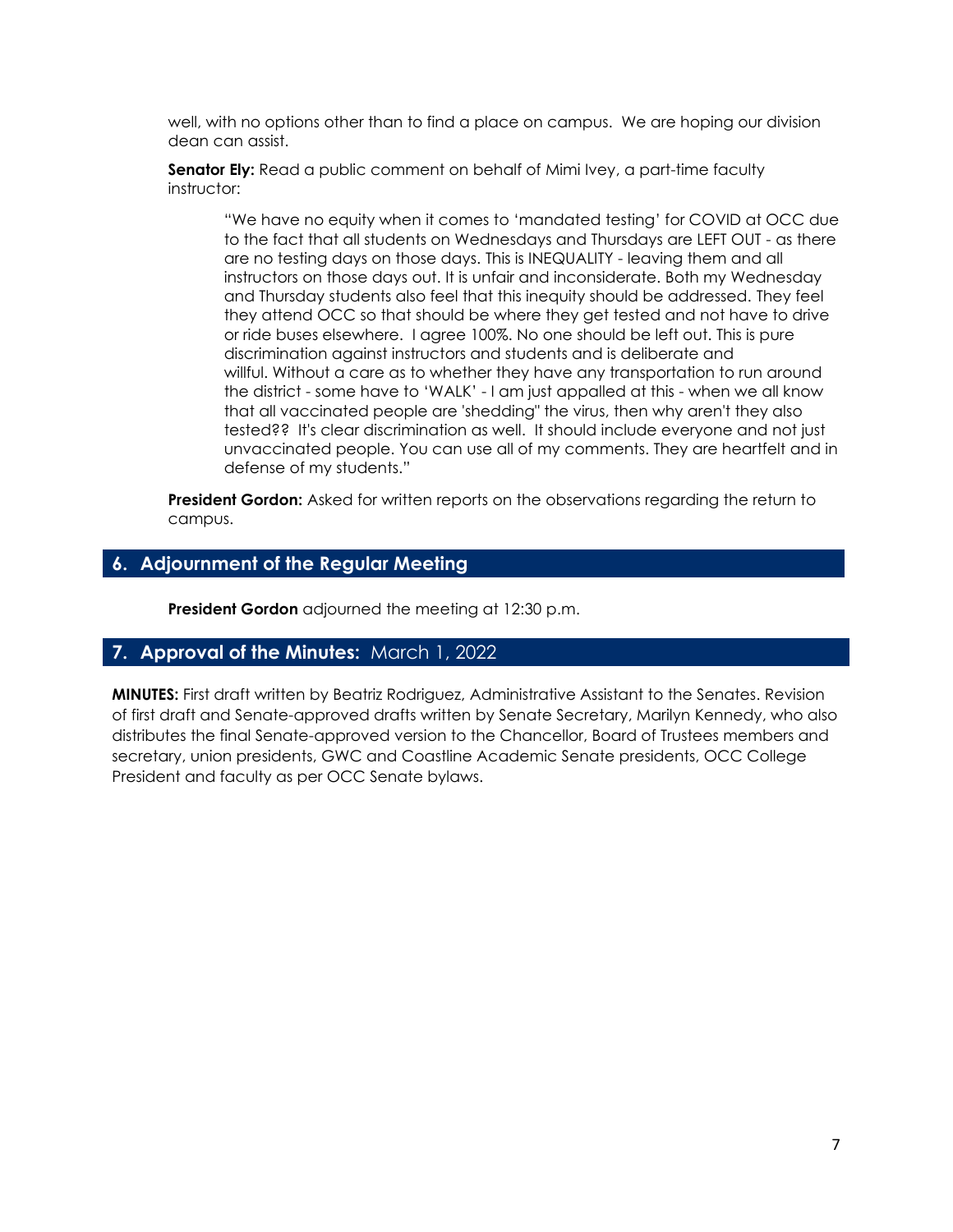well, with no options other than to find a place on campus. We are hoping our division dean can assist.

**Senator Ely:** Read a public comment on behalf of Mimi Ivey, a part-time faculty instructor:

> "We have no equity when it comes to 'mandated testing' for COVID at OCC due to the fact that all students on Wednesdays and Thursdays are LEFT OUT - as there are no testing days on those days. This is INEQUALITY - leaving them and all instructors on those days out. It is unfair and inconsiderate. Both my Wednesday and Thursday students also feel that this inequity should be addressed. They feel they attend OCC so that should be where they get tested and not have to drive or ride buses elsewhere. I agree 100%. No one should be left out. This is pure discrimination against instructors and students and is deliberate and willful. Without a care as to whether they have any transportation to run around the district - some have to 'WALK' - I am just appalled at this - when we all know that all vaccinated people are 'shedding" the virus, then why aren't they also tested?? It's clear discrimination as well. It should include everyone and not just unvaccinated people. You can use all of my comments. They are heartfelt and in defense of my students."

**President Gordon:** Asked for written reports on the observations regarding the return to campus.

## 6. Adjournment of the Regular Meeting

**President Gordon** adjourned the meeting at 12:30 p.m.

## 7. Approval of the Minutes: March 1, 2022

**MINUTES:** First draft written by Beatriz Rodriguez, Administrative Assistant to the Senates. Revision of first draft and Senate-approved drafts written by Senate Secretary, Marilyn Kennedy, who also distributes the final Senate-approved version to the Chancellor, Board of Trustees members and secretary, union presidents, GWC and Coastline Academic Senate presidents, OCC College President and faculty as per OCC Senate bylaws.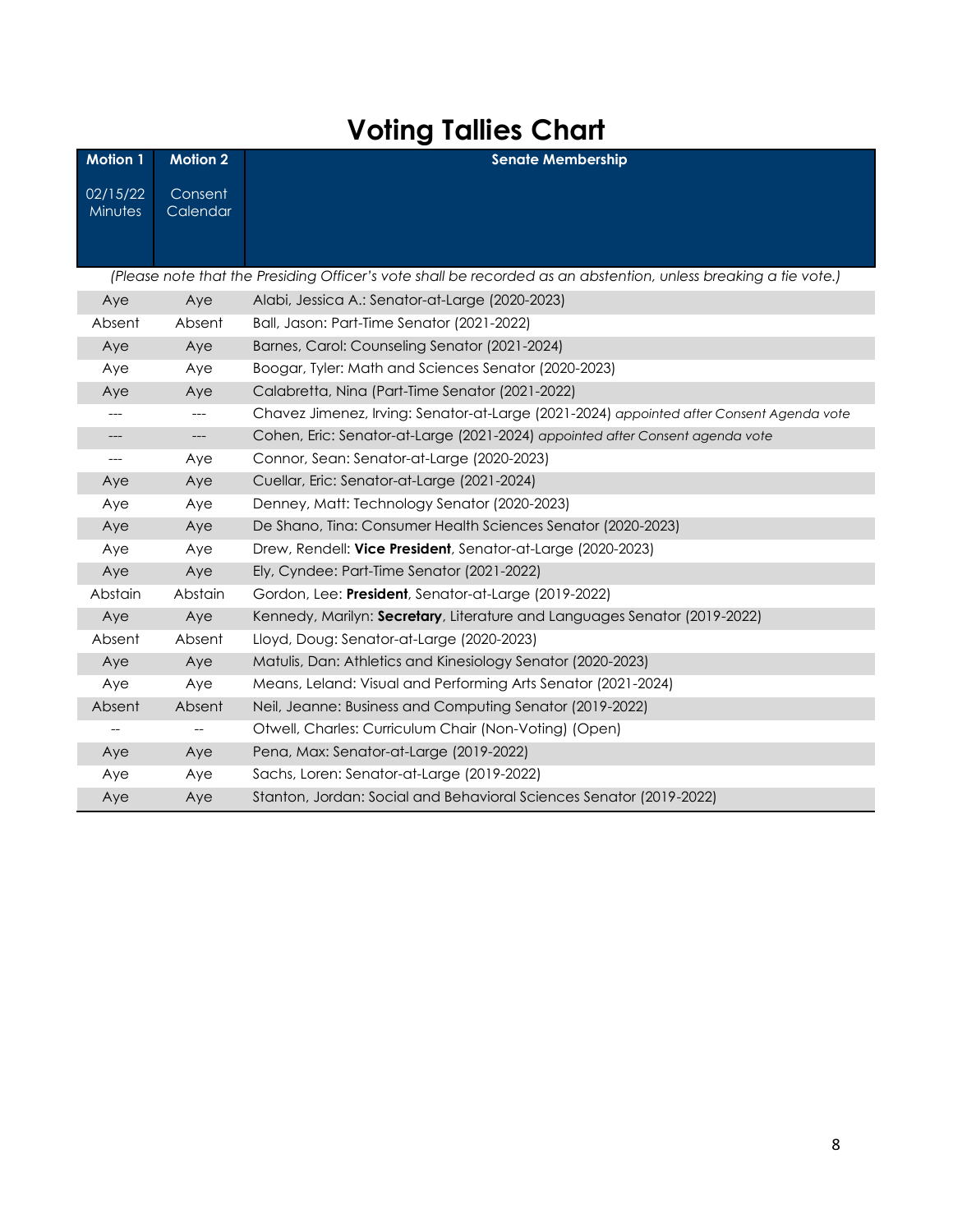# Voting Tallies Chart

| Motion 1<br>02/15/22 Minutes | Motion 2<br>Consent Calendar | Senate Membership |
|---|---|---|
| *(Please note that the Presiding Officer's vote shall be recorded as an abstention, unless breaking a tie vote.)* | | |
| Aye | Aye | Alabi, Jessica A.: Senator-at-Large (2020-2023) |
| Absent | Absent | Ball, Jason: Part-Time Senator (2021-2022) |
| Aye | Aye | Barnes, Carol: Counseling Senator (2021-2024) |
| Aye | Aye | Boogar, Tyler: Math and Sciences Senator (2020-2023) |
| Aye | Aye | Calabretta, Nina (Part-Time Senator (2021-2022) |
| --- | --- | Chavez Jimenez, Irving: Senator-at-Large (2021-2024) *appointed after Consent Agenda vote* |
| --- | --- | Cohen, Eric: Senator-at-Large (2021-2024) *appointed after Consent agenda vote* |
| --- | Aye | Connor, Sean: Senator-at-Large (2020-2023) |
| Aye | Aye | Cuellar, Eric: Senator-at-Large (2021-2024) |
| Aye | Aye | Denney, Matt: Technology Senator (2020-2023) |
| Aye | Aye | De Shano, Tina: Consumer Health Sciences Senator (2020-2023) |
| Aye | Aye | Drew, Rendell: **Vice President**, Senator-at-Large (2020-2023) |
| Aye | Aye | Ely, Cyndee: Part-Time Senator (2021-2022) |
| Abstain | Abstain | Gordon, Lee: **President**, Senator-at-Large (2019-2022) |
| Aye | Aye | Kennedy, Marilyn: **Secretary**, Literature and Languages Senator (2019-2022) |
| Absent | Absent | Lloyd, Doug: Senator-at-Large (2020-2023) |
| Aye | Aye | Matulis, Dan: Athletics and Kinesiology Senator (2020-2023) |
| Aye | Aye | Means, Leland: Visual and Performing Arts Senator (2021-2024) |
| Absent | Absent | Neil, Jeanne: Business and Computing Senator (2019-2022) |
| -- | -- | Otwell, Charles: Curriculum Chair (Non-Voting) (Open) |
| Aye | Aye | Pena, Max: Senator-at-Large (2019-2022) |
| Aye | Aye | Sachs, Loren: Senator-at-Large (2019-2022) |
| Aye | Aye | Stanton, Jordan: Social and Behavioral Sciences Senator (2019-2022) |